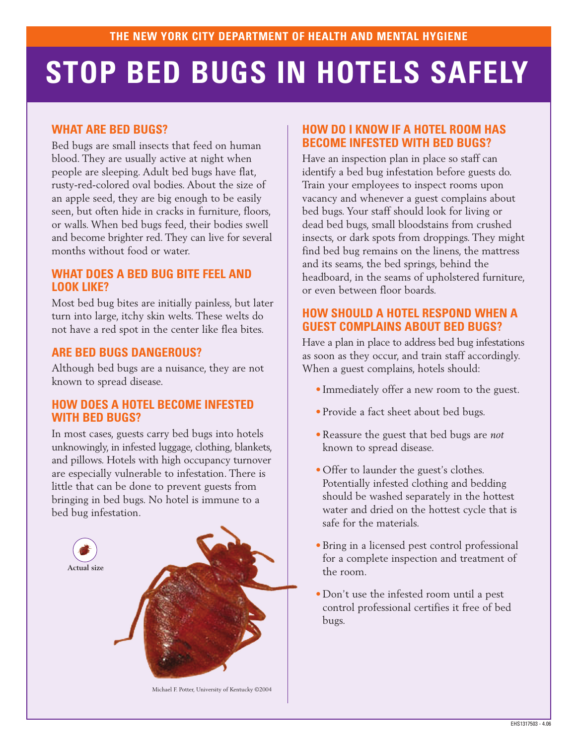THE NEW YORK CITY DEPARTMENT OF HEALTH AND MENTAL HYGIENE

# STOP BED BUGS IN HOTELS SAFELY

## WHAT ARE BED BUGS?

Bed bugs are small insects that feed on human blood. They are usually active at night when people are sleeping. Adult bed bugs have flat, rusty-red-colored oval bodies. About the size of an apple seed, they are big enough to be easily seen, but often hide in cracks in furniture, floors, or walls. When bed bugs feed, their bodies swell and become brighter red. They can live for several months without food or water.

## WHAT DOES A BED BUG BITE FEEL AND LOOK LIKE?

Most bed bug bites are initially painless, but later turn into large, itchy skin welts. These welts do not have a red spot in the center like flea bites.

## ARE BED BUGS DANGEROUS?

Although bed bugs are a nuisance, they are not known to spread disease.

## HOW DOES A HOTEL BECOME INFESTED WITH BED BUGS?

In most cases, guests carry bed bugs into hotels unknowingly, in infested luggage, clothing, blankets, and pillows. Hotels with high occupancy turnover are especially vulnerable to infestation. There is little that can be done to prevent guests from bringing in bed bugs. No hotel is immune to a bed bug infestation.

Actual size

Michael F. Potter, University of Kentucky ©2004

## HOW DO I KNOW IF A HOTEL ROOM HAS BECOME INFESTED WITH BED BUGS?

Have an inspection plan in place so staff can identify a bed bug infestation before guests do. Train your employees to inspect rooms upon vacancy and whenever a guest complains about bed bugs. Your staff should look for living or dead bed bugs, small bloodstains from crushed insects, or dark spots from droppings. They might find bed bug remains on the linens, the mattress and its seams, the bed springs, behind the headboard, in the seams of upholstered furniture, or even between floor boards.

## HOW SHOULD A HOTEL RESPOND WHEN A GUEST COMPLAINS ABOUT BED BUGS?

Have a plan in place to address bed bug infestations as soon as they occur, and train staff accordingly. When a guest complains, hotels should:

- Immediately offer a new room to the guest.
- Provide a fact sheet about bed bugs.
- Reassure the guest that bed bugs are *not* known to spread disease.
- Offer to launder the guest's clothes. Potentially infested clothing and bedding should be washed separately in the hottest water and dried on the hottest cycle that is safe for the materials.
- Bring in a licensed pest control professional for a complete inspection and treatment of the room.
- Don't use the infested room until a pest control professional certifies it free of bed bugs.

EHS1317503 - 4.06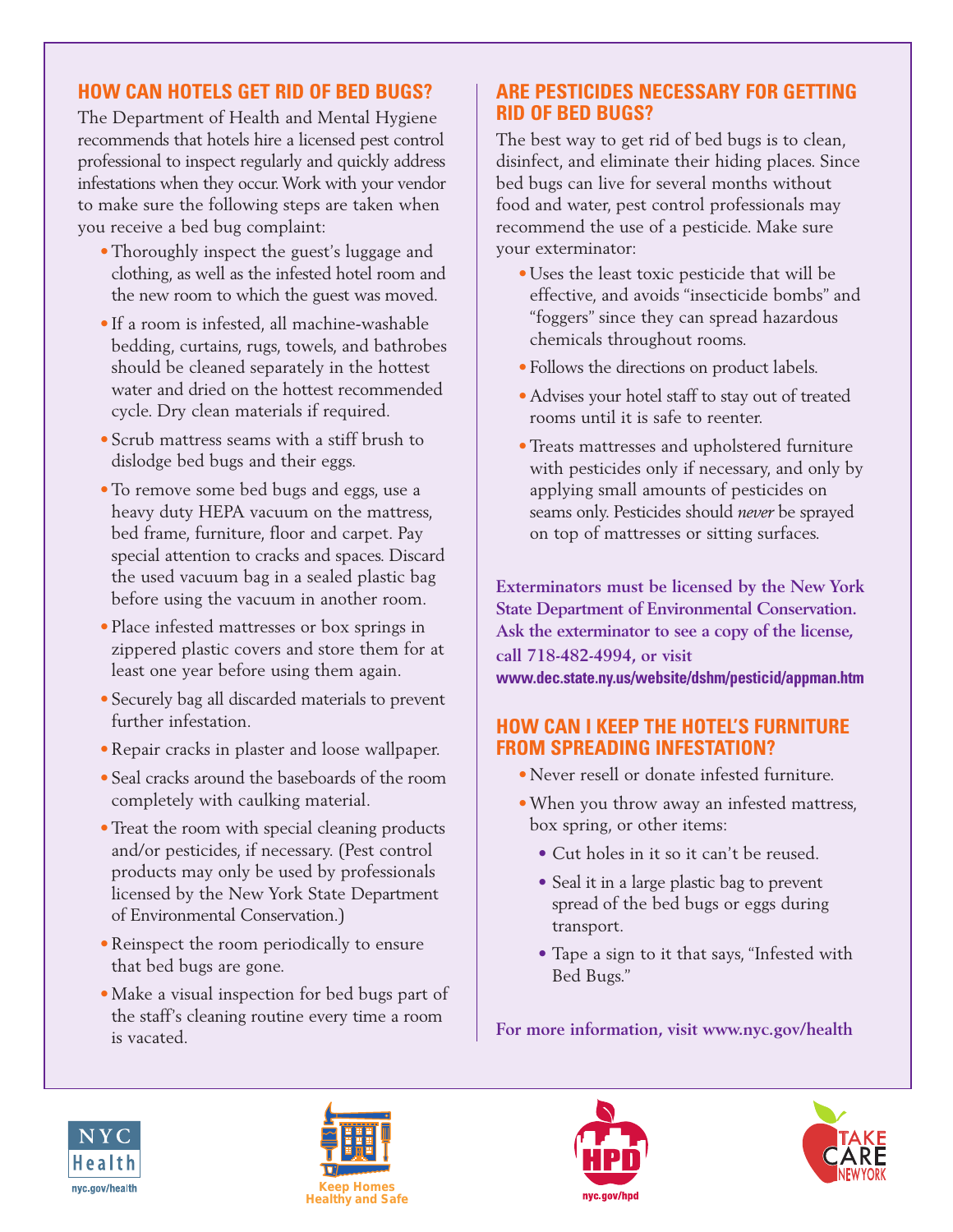## HOW CAN HOTELS GET RID OF BED BUGS?

The Department of Health and Mental Hygiene recommends that hotels hire a licensed pest control professional to inspect regularly and quickly address infestations when they occur. Work with your vendor to make sure the following steps are taken when you receive a bed bug complaint:

- Thoroughly inspect the guest's luggage and clothing, as well as the infested hotel room and the new room to which the guest was moved.
- If a room is infested, all machine-washable bedding, curtains, rugs, towels, and bathrobes should be cleaned separately in the hottest water and dried on the hottest recommended cycle. Dry clean materials if required.
- Scrub mattress seams with a stiff brush to dislodge bed bugs and their eggs.
- To remove some bed bugs and eggs, use a heavy duty HEPA vacuum on the mattress, bed frame, furniture, floor and carpet. Pay special attention to cracks and spaces. Discard the used vacuum bag in a sealed plastic bag before using the vacuum in another room.
- Place infested mattresses or box springs in zippered plastic covers and store them for at least one year before using them again.
- Securely bag all discarded materials to prevent further infestation.
- Repair cracks in plaster and loose wallpaper.
- Seal cracks around the baseboards of the room completely with caulking material.
- Treat the room with special cleaning products and/or pesticides, if necessary. (Pest control products may only be used by professionals licensed by the New York State Department of Environmental Conservation.)
- Reinspect the room periodically to ensure that bed bugs are gone.
- Make a visual inspection for bed bugs part of the staff's cleaning routine every time a room is vacated.

## ARE PESTICIDES NECESSARY FOR GETTING RID OF BED BUGS?

The best way to get rid of bed bugs is to clean, disinfect, and eliminate their hiding places. Since bed bugs can live for several months without food and water, pest control professionals may recommend the use of a pesticide. Make sure your exterminator:

- Uses the least toxic pesticide that will be effective, and avoids "insecticide bombs" and "foggers" since they can spread hazardous chemicals throughout rooms.
- Follows the directions on product labels.
- Advises your hotel staff to stay out of treated rooms until it is safe to reenter.
- Treats mattresses and upholstered furniture with pesticides only if necessary, and only by applying small amounts of pesticides on seams only. Pesticides should *never* be sprayed on top of mattresses or sitting surfaces.

**Exterminators must be licensed by the New York State Department of Environmental Conservation. Ask the exterminator to see a copy of the license, call 718-482-4994, or visit www.dec.state.ny.us/website/dshm/pesticid/appman.htm**

## HOW CAN I KEEP THE HOTEL'S FURNITURE FROM SPREADING INFESTATION?

- Never resell or donate infested furniture.
- When you throw away an infested mattress, box spring, or other items:
  - Cut holes in it so it can't be reused.
  - Seal it in a large plastic bag to prevent spread of the bed bugs or eggs during transport.
  - Tape a sign to it that says, "Infested with Bed Bugs."

**For more information, visit www.nyc.gov/health**

NYC Health nyc.gov/health

Keep Homes Healthy and Safe

HPD nyc.gov/hpd

TAKE CARE NEW YORK